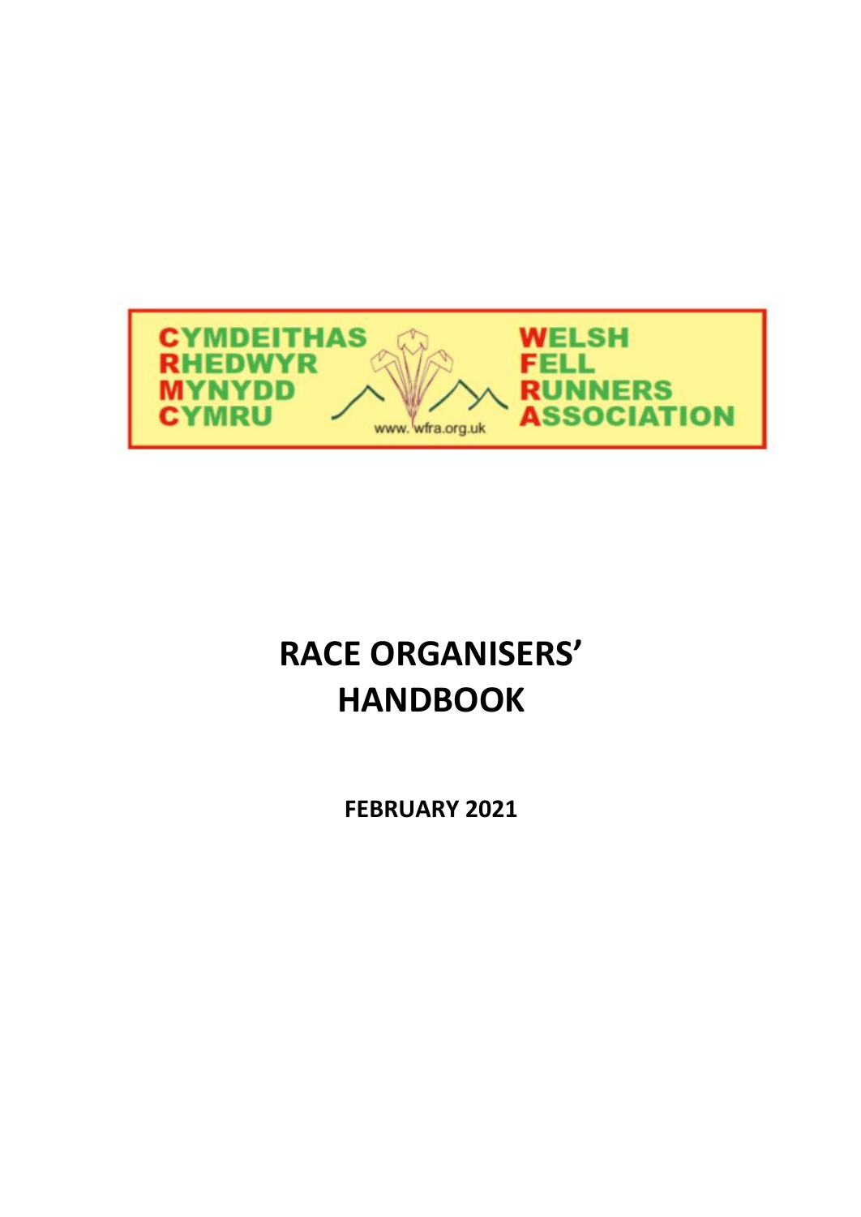CYMDEITHAS RHEDWYR MYNYDD CYMRU

WELSH FELL RUNNERS ASSOCIATION

www.wfra.org.uk

# RACE ORGANISERS' HANDBOOK

**FEBRUARY 2021**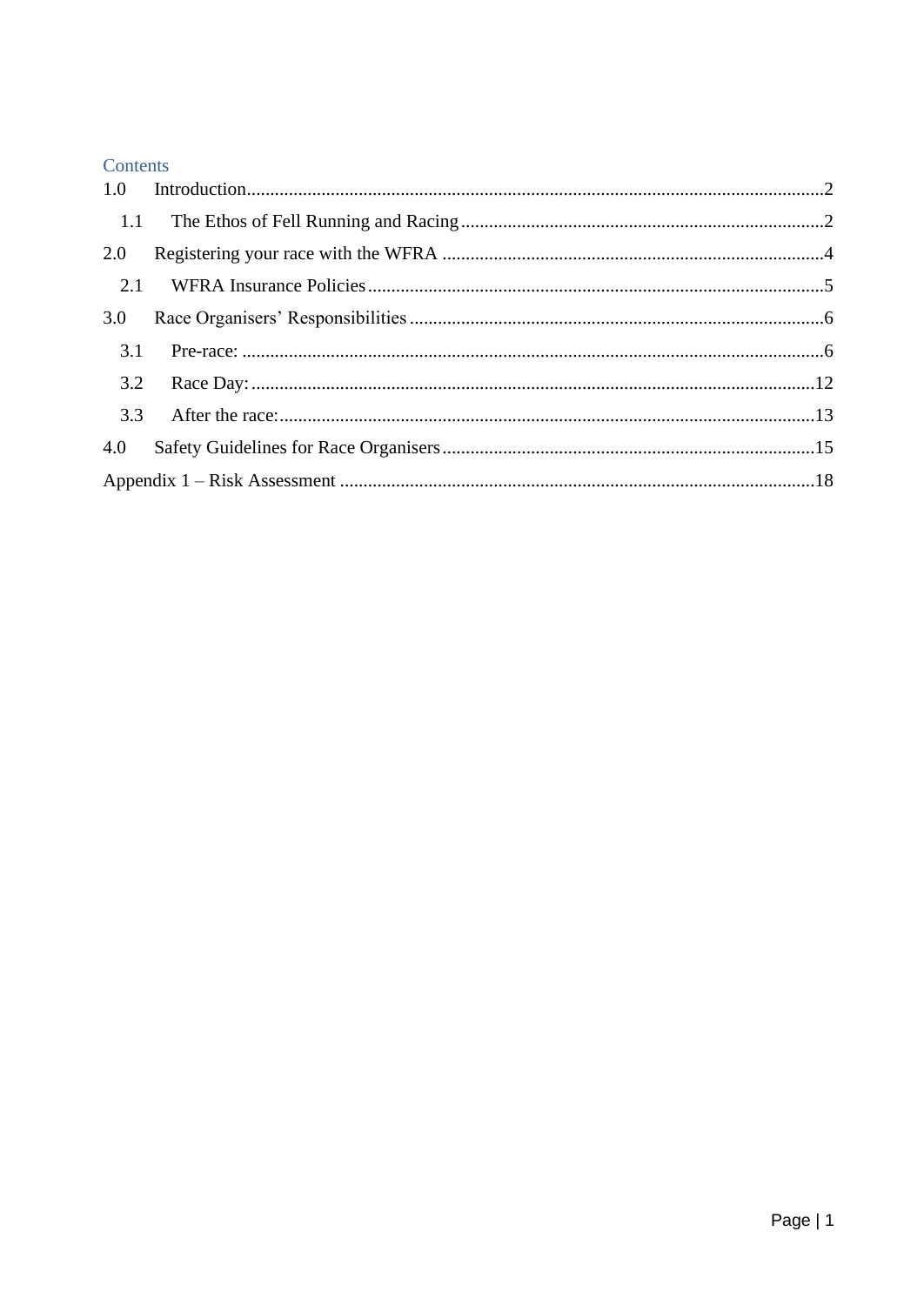Contents

1.0 Introduction....................2

  1.1 The Ethos of Fell Running and Racing....................2

2.0 Registering your race with the WFRA....................4

  2.1 WFRA Insurance Policies....................5

3.0 Race Organisers' Responsibilities....................6

  3.1 Pre-race:....................6

  3.2 Race Day:....................12

  3.3 After the race:....................13

4.0 Safety Guidelines for Race Organisers....................15

Appendix 1 – Risk Assessment....................18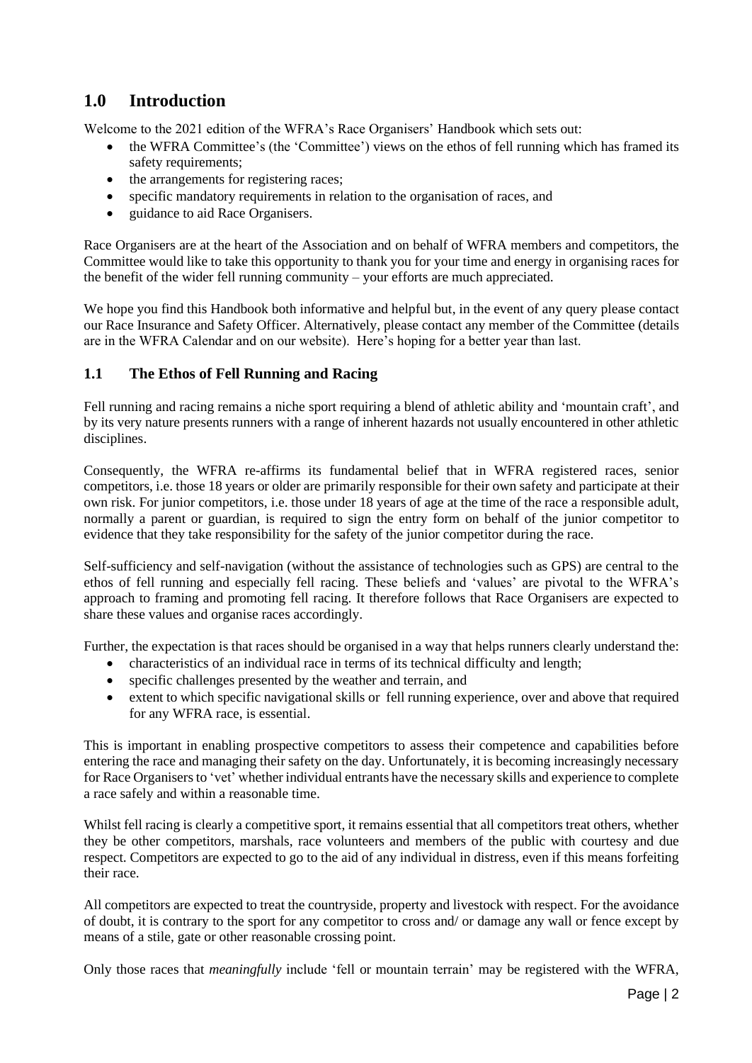## 1.0 Introduction

Welcome to the 2021 edition of the WFRA's Race Organisers' Handbook which sets out:

- the WFRA Committee's (the 'Committee') views on the ethos of fell running which has framed its safety requirements;
- the arrangements for registering races;
- specific mandatory requirements in relation to the organisation of races, and
- guidance to aid Race Organisers.

Race Organisers are at the heart of the Association and on behalf of WFRA members and competitors, the Committee would like to take this opportunity to thank you for your time and energy in organising races for the benefit of the wider fell running community – your efforts are much appreciated.

We hope you find this Handbook both informative and helpful but, in the event of any query please contact our Race Insurance and Safety Officer. Alternatively, please contact any member of the Committee (details are in the WFRA Calendar and on our website). Here's hoping for a better year than last.

### 1.1 The Ethos of Fell Running and Racing

Fell running and racing remains a niche sport requiring a blend of athletic ability and 'mountain craft', and by its very nature presents runners with a range of inherent hazards not usually encountered in other athletic disciplines.

Consequently, the WFRA re-affirms its fundamental belief that in WFRA registered races, senior competitors, i.e. those 18 years or older are primarily responsible for their own safety and participate at their own risk. For junior competitors, i.e. those under 18 years of age at the time of the race a responsible adult, normally a parent or guardian, is required to sign the entry form on behalf of the junior competitor to evidence that they take responsibility for the safety of the junior competitor during the race.

Self-sufficiency and self-navigation (without the assistance of technologies such as GPS) are central to the ethos of fell running and especially fell racing. These beliefs and 'values' are pivotal to the WFRA's approach to framing and promoting fell racing. It therefore follows that Race Organisers are expected to share these values and organise races accordingly.

Further, the expectation is that races should be organised in a way that helps runners clearly understand the:

- characteristics of an individual race in terms of its technical difficulty and length;
- specific challenges presented by the weather and terrain, and
- extent to which specific navigational skills or fell running experience, over and above that required for any WFRA race, is essential.

This is important in enabling prospective competitors to assess their competence and capabilities before entering the race and managing their safety on the day. Unfortunately, it is becoming increasingly necessary for Race Organisers to 'vet' whether individual entrants have the necessary skills and experience to complete a race safely and within a reasonable time.

Whilst fell racing is clearly a competitive sport, it remains essential that all competitors treat others, whether they be other competitors, marshals, race volunteers and members of the public with courtesy and due respect. Competitors are expected to go to the aid of any individual in distress, even if this means forfeiting their race.

All competitors are expected to treat the countryside, property and livestock with respect. For the avoidance of doubt, it is contrary to the sport for any competitor to cross and/ or damage any wall or fence except by means of a stile, gate or other reasonable crossing point.

Only those races that *meaningfully* include 'fell or mountain terrain' may be registered with the WFRA,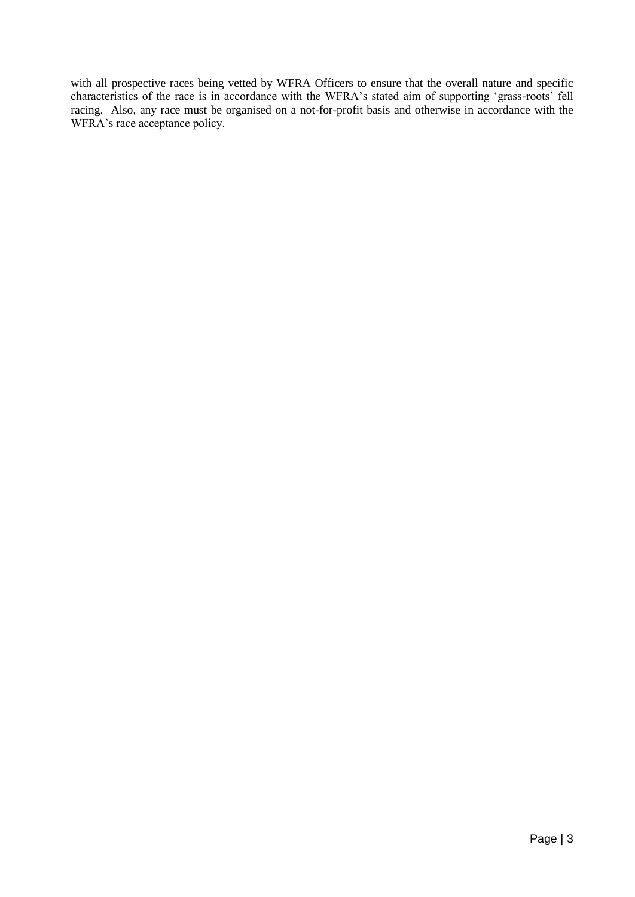with all prospective races being vetted by WFRA Officers to ensure that the overall nature and specific characteristics of the race is in accordance with the WFRA's stated aim of supporting 'grass-roots' fell racing. Also, any race must be organised on a not-for-profit basis and otherwise in accordance with the WFRA's race acceptance policy.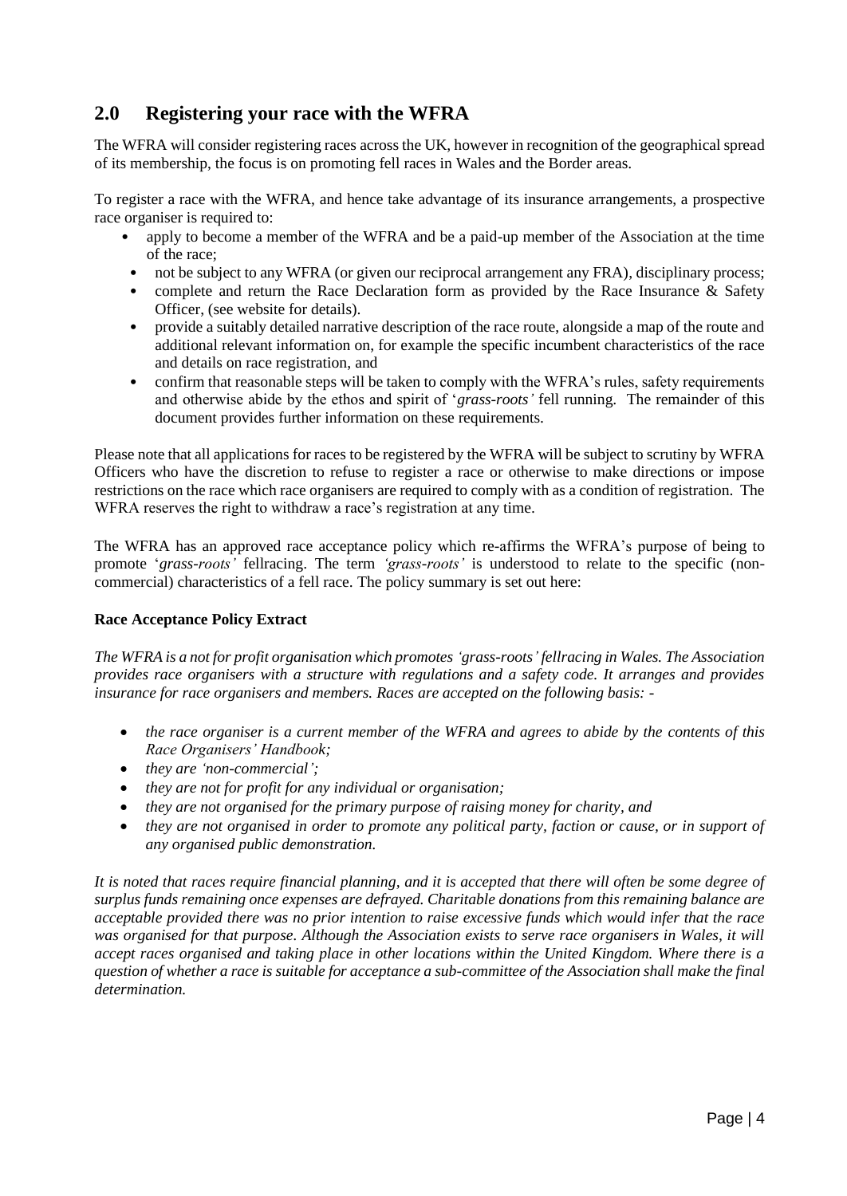## 2.0 Registering your race with the WFRA

The WFRA will consider registering races across the UK, however in recognition of the geographical spread of its membership, the focus is on promoting fell races in Wales and the Border areas.

To register a race with the WFRA, and hence take advantage of its insurance arrangements, a prospective race organiser is required to:

- apply to become a member of the WFRA and be a paid-up member of the Association at the time of the race;
- not be subject to any WFRA (or given our reciprocal arrangement any FRA), disciplinary process;
- complete and return the Race Declaration form as provided by the Race Insurance & Safety Officer, (see website for details).
- provide a suitably detailed narrative description of the race route, alongside a map of the route and additional relevant information on, for example the specific incumbent characteristics of the race and details on race registration, and
- confirm that reasonable steps will be taken to comply with the WFRA's rules, safety requirements and otherwise abide by the ethos and spirit of '*grass-roots'* fell running. The remainder of this document provides further information on these requirements.

Please note that all applications for races to be registered by the WFRA will be subject to scrutiny by WFRA Officers who have the discretion to refuse to register a race or otherwise to make directions or impose restrictions on the race which race organisers are required to comply with as a condition of registration. The WFRA reserves the right to withdraw a race's registration at any time.

The WFRA has an approved race acceptance policy which re-affirms the WFRA's purpose of being to promote '*grass-roots'* fellracing. The term *'grass-roots'* is understood to relate to the specific (non-commercial) characteristics of a fell race. The policy summary is set out here:

**Race Acceptance Policy Extract**

*The WFRA is a not for profit organisation which promotes 'grass-roots' fellracing in Wales. The Association provides race organisers with a structure with regulations and a safety code. It arranges and provides insurance for race organisers and members. Races are accepted on the following basis: -*

- *the race organiser is a current member of the WFRA and agrees to abide by the contents of this Race Organisers' Handbook;*
- *they are 'non-commercial';*
- *they are not for profit for any individual or organisation;*
- *they are not organised for the primary purpose of raising money for charity, and*
- *they are not organised in order to promote any political party, faction or cause, or in support of any organised public demonstration.*

*It is noted that races require financial planning, and it is accepted that there will often be some degree of surplus funds remaining once expenses are defrayed. Charitable donations from this remaining balance are acceptable provided there was no prior intention to raise excessive funds which would infer that the race was organised for that purpose. Although the Association exists to serve race organisers in Wales, it will accept races organised and taking place in other locations within the United Kingdom. Where there is a question of whether a race is suitable for acceptance a sub-committee of the Association shall make the final determination.*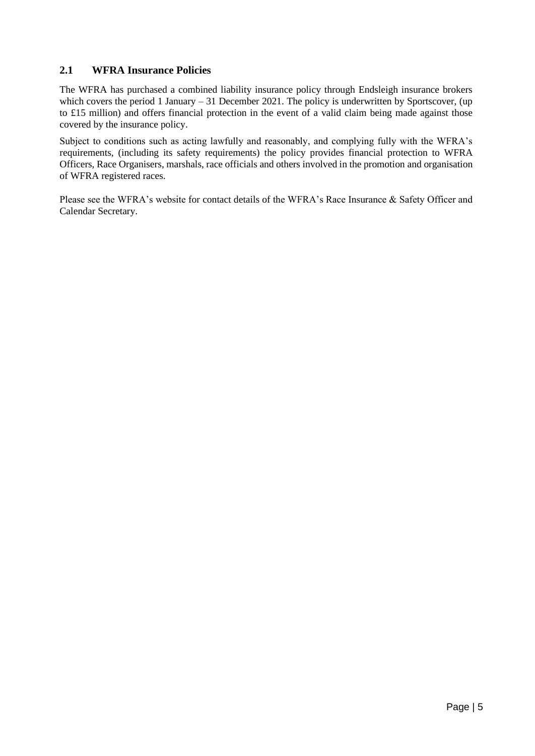## 2.1 WFRA Insurance Policies

The WFRA has purchased a combined liability insurance policy through Endsleigh insurance brokers which covers the period 1 January – 31 December 2021. The policy is underwritten by Sportscover, (up to £15 million) and offers financial protection in the event of a valid claim being made against those covered by the insurance policy.

Subject to conditions such as acting lawfully and reasonably, and complying fully with the WFRA's requirements, (including its safety requirements) the policy provides financial protection to WFRA Officers, Race Organisers, marshals, race officials and others involved in the promotion and organisation of WFRA registered races.

Please see the WFRA's website for contact details of the WFRA's Race Insurance & Safety Officer and Calendar Secretary.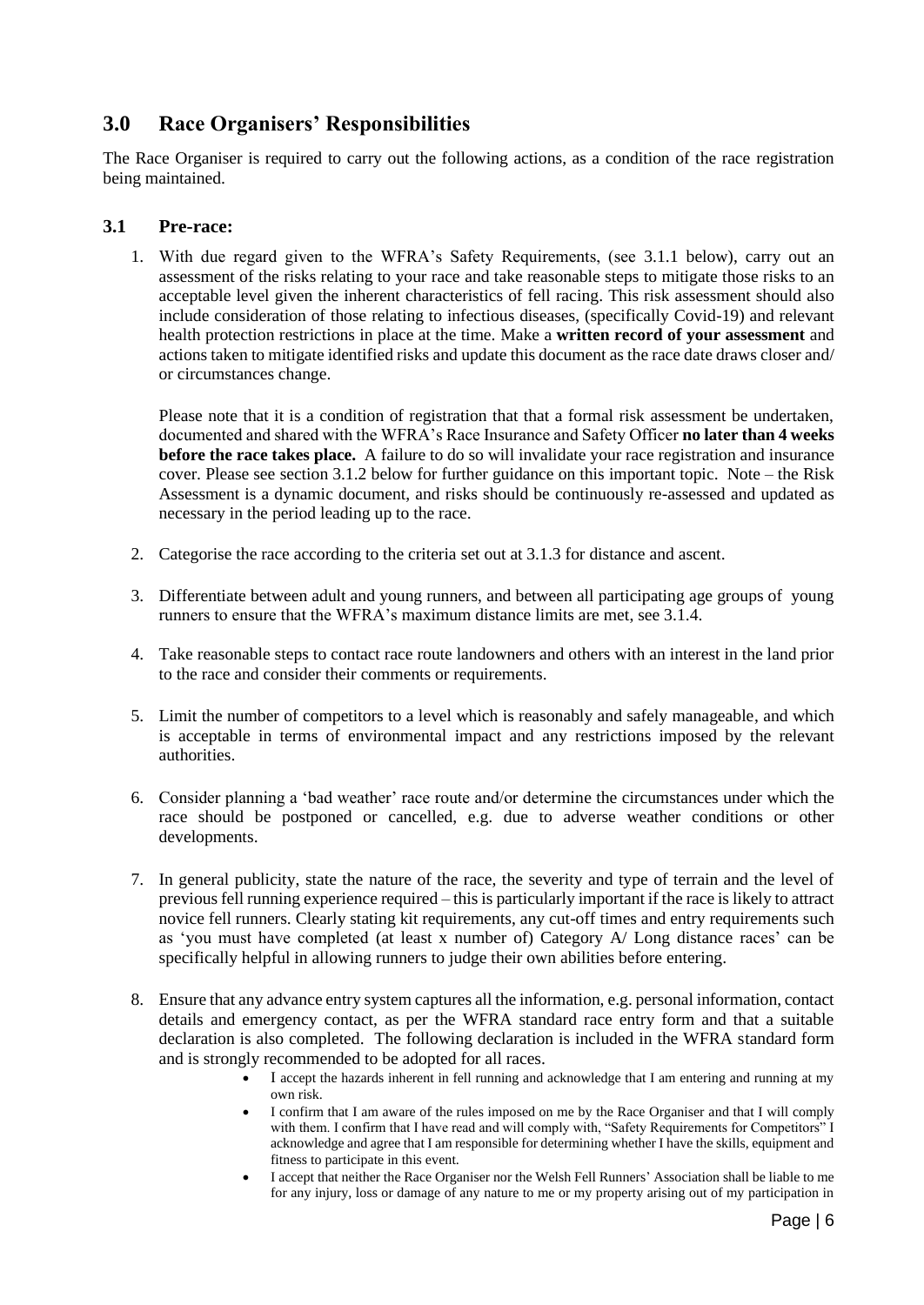## 3.0 Race Organisers' Responsibilities

The Race Organiser is required to carry out the following actions, as a condition of the race registration being maintained.

### 3.1 Pre-race:

1. With due regard given to the WFRA's Safety Requirements, (see 3.1.1 below), carry out an assessment of the risks relating to your race and take reasonable steps to mitigate those risks to an acceptable level given the inherent characteristics of fell racing. This risk assessment should also include consideration of those relating to infectious diseases, (specifically Covid-19) and relevant health protection restrictions in place at the time. Make a **written record of your assessment** and actions taken to mitigate identified risks and update this document as the race date draws closer and/ or circumstances change.

   Please note that it is a condition of registration that that a formal risk assessment be undertaken, documented and shared with the WFRA's Race Insurance and Safety Officer **no later than 4 weeks before the race takes place.** A failure to do so will invalidate your race registration and insurance cover. Please see section 3.1.2 below for further guidance on this important topic. Note – the Risk Assessment is a dynamic document, and risks should be continuously re-assessed and updated as necessary in the period leading up to the race.

2. Categorise the race according to the criteria set out at 3.1.3 for distance and ascent.

3. Differentiate between adult and young runners, and between all participating age groups of young runners to ensure that the WFRA's maximum distance limits are met, see 3.1.4.

4. Take reasonable steps to contact race route landowners and others with an interest in the land prior to the race and consider their comments or requirements.

5. Limit the number of competitors to a level which is reasonably and safely manageable, and which is acceptable in terms of environmental impact and any restrictions imposed by the relevant authorities.

6. Consider planning a 'bad weather' race route and/or determine the circumstances under which the race should be postponed or cancelled, e.g. due to adverse weather conditions or other developments.

7. In general publicity, state the nature of the race, the severity and type of terrain and the level of previous fell running experience required – this is particularly important if the race is likely to attract novice fell runners. Clearly stating kit requirements, any cut-off times and entry requirements such as 'you must have completed (at least x number of) Category A/ Long distance races' can be specifically helpful in allowing runners to judge their own abilities before entering.

8. Ensure that any advance entry system captures all the information, e.g. personal information, contact details and emergency contact, as per the WFRA standard race entry form and that a suitable declaration is also completed. The following declaration is included in the WFRA standard form and is strongly recommended to be adopted for all races.
   - I accept the hazards inherent in fell running and acknowledge that I am entering and running at my own risk.
   - I confirm that I am aware of the rules imposed on me by the Race Organiser and that I will comply with them. I confirm that I have read and will comply with, "Safety Requirements for Competitors" I acknowledge and agree that I am responsible for determining whether I have the skills, equipment and fitness to participate in this event.
   - I accept that neither the Race Organiser nor the Welsh Fell Runners' Association shall be liable to me for any injury, loss or damage of any nature to me or my property arising out of my participation in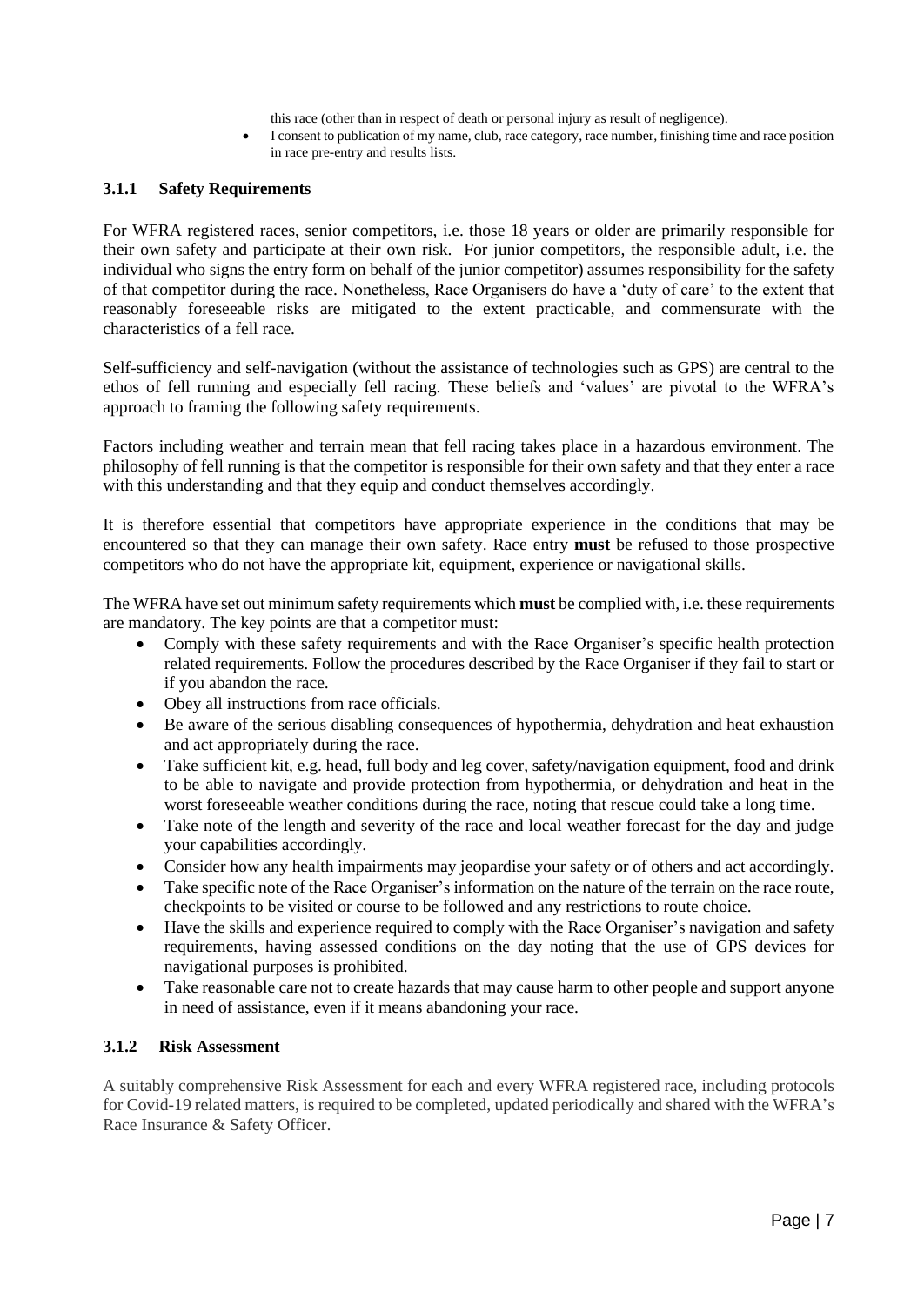this race (other than in respect of death or personal injury as result of negligence).

- I consent to publication of my name, club, race category, race number, finishing time and race position in race pre-entry and results lists.

### 3.1.1 Safety Requirements

For WFRA registered races, senior competitors, i.e. those 18 years or older are primarily responsible for their own safety and participate at their own risk. For junior competitors, the responsible adult, i.e. the individual who signs the entry form on behalf of the junior competitor) assumes responsibility for the safety of that competitor during the race. Nonetheless, Race Organisers do have a 'duty of care' to the extent that reasonably foreseeable risks are mitigated to the extent practicable, and commensurate with the characteristics of a fell race.

Self-sufficiency and self-navigation (without the assistance of technologies such as GPS) are central to the ethos of fell running and especially fell racing. These beliefs and 'values' are pivotal to the WFRA's approach to framing the following safety requirements.

Factors including weather and terrain mean that fell racing takes place in a hazardous environment. The philosophy of fell running is that the competitor is responsible for their own safety and that they enter a race with this understanding and that they equip and conduct themselves accordingly.

It is therefore essential that competitors have appropriate experience in the conditions that may be encountered so that they can manage their own safety. Race entry **must** be refused to those prospective competitors who do not have the appropriate kit, equipment, experience or navigational skills.

The WFRA have set out minimum safety requirements which **must** be complied with, i.e. these requirements are mandatory. The key points are that a competitor must:

- Comply with these safety requirements and with the Race Organiser's specific health protection related requirements. Follow the procedures described by the Race Organiser if they fail to start or if you abandon the race.
- Obey all instructions from race officials.
- Be aware of the serious disabling consequences of hypothermia, dehydration and heat exhaustion and act appropriately during the race.
- Take sufficient kit, e.g. head, full body and leg cover, safety/navigation equipment, food and drink to be able to navigate and provide protection from hypothermia, or dehydration and heat in the worst foreseeable weather conditions during the race, noting that rescue could take a long time.
- Take note of the length and severity of the race and local weather forecast for the day and judge your capabilities accordingly.
- Consider how any health impairments may jeopardise your safety or of others and act accordingly.
- Take specific note of the Race Organiser's information on the nature of the terrain on the race route, checkpoints to be visited or course to be followed and any restrictions to route choice.
- Have the skills and experience required to comply with the Race Organiser's navigation and safety requirements, having assessed conditions on the day noting that the use of GPS devices for navigational purposes is prohibited.
- Take reasonable care not to create hazards that may cause harm to other people and support anyone in need of assistance, even if it means abandoning your race.

### 3.1.2 Risk Assessment

A suitably comprehensive Risk Assessment for each and every WFRA registered race, including protocols for Covid-19 related matters, is required to be completed, updated periodically and shared with the WFRA's Race Insurance & Safety Officer.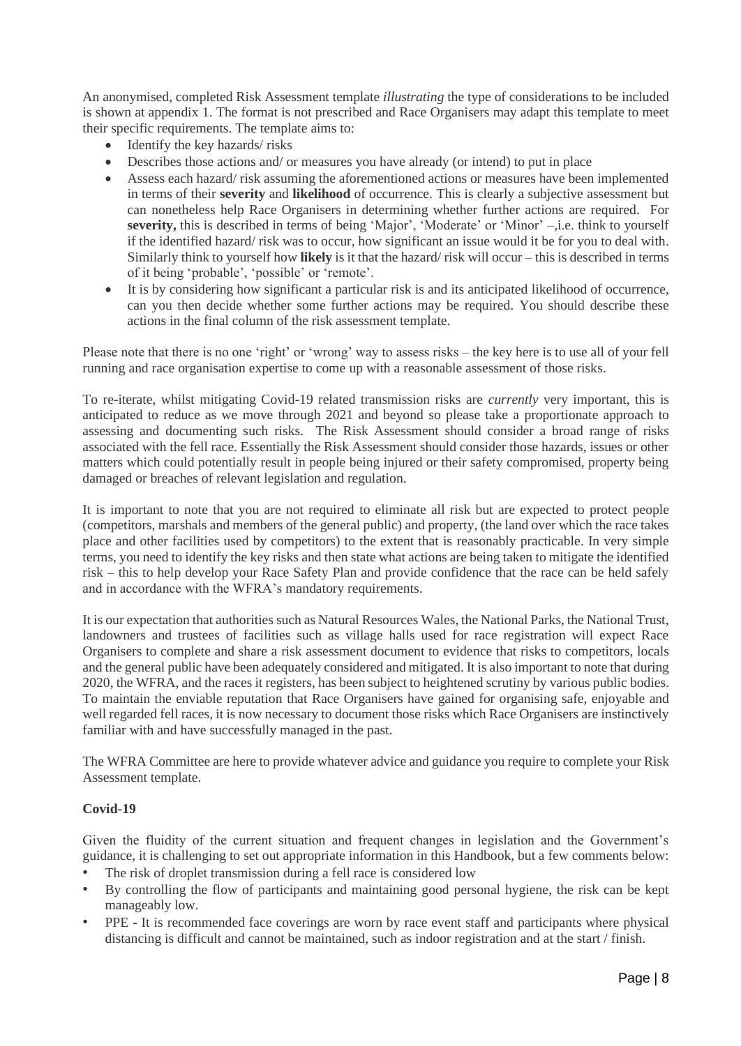An anonymised, completed Risk Assessment template *illustrating* the type of considerations to be included is shown at appendix 1. The format is not prescribed and Race Organisers may adapt this template to meet their specific requirements. The template aims to:

- Identify the key hazards/ risks
- Describes those actions and/ or measures you have already (or intend) to put in place
- Assess each hazard/ risk assuming the aforementioned actions or measures have been implemented in terms of their **severity** and **likelihood** of occurrence. This is clearly a subjective assessment but can nonetheless help Race Organisers in determining whether further actions are required. For **severity,** this is described in terms of being 'Major', 'Moderate' or 'Minor' –,i.e. think to yourself if the identified hazard/ risk was to occur, how significant an issue would it be for you to deal with. Similarly think to yourself how **likely** is it that the hazard/ risk will occur – this is described in terms of it being 'probable', 'possible' or 'remote'.
- It is by considering how significant a particular risk is and its anticipated likelihood of occurrence, can you then decide whether some further actions may be required. You should describe these actions in the final column of the risk assessment template.

Please note that there is no one 'right' or 'wrong' way to assess risks – the key here is to use all of your fell running and race organisation expertise to come up with a reasonable assessment of those risks.

To re-iterate, whilst mitigating Covid-19 related transmission risks are *currently* very important, this is anticipated to reduce as we move through 2021 and beyond so please take a proportionate approach to assessing and documenting such risks. The Risk Assessment should consider a broad range of risks associated with the fell race. Essentially the Risk Assessment should consider those hazards, issues or other matters which could potentially result in people being injured or their safety compromised, property being damaged or breaches of relevant legislation and regulation.

It is important to note that you are not required to eliminate all risk but are expected to protect people (competitors, marshals and members of the general public) and property, (the land over which the race takes place and other facilities used by competitors) to the extent that is reasonably practicable. In very simple terms, you need to identify the key risks and then state what actions are being taken to mitigate the identified risk – this to help develop your Race Safety Plan and provide confidence that the race can be held safely and in accordance with the WFRA's mandatory requirements.

It is our expectation that authorities such as Natural Resources Wales, the National Parks, the National Trust, landowners and trustees of facilities such as village halls used for race registration will expect Race Organisers to complete and share a risk assessment document to evidence that risks to competitors, locals and the general public have been adequately considered and mitigated. It is also important to note that during 2020, the WFRA, and the races it registers, has been subject to heightened scrutiny by various public bodies. To maintain the enviable reputation that Race Organisers have gained for organising safe, enjoyable and well regarded fell races, it is now necessary to document those risks which Race Organisers are instinctively familiar with and have successfully managed in the past.

The WFRA Committee are here to provide whatever advice and guidance you require to complete your Risk Assessment template.

**Covid-19**

Given the fluidity of the current situation and frequent changes in legislation and the Government's guidance, it is challenging to set out appropriate information in this Handbook, but a few comments below:

- The risk of droplet transmission during a fell race is considered low
- By controlling the flow of participants and maintaining good personal hygiene, the risk can be kept manageably low.
- PPE - It is recommended face coverings are worn by race event staff and participants where physical distancing is difficult and cannot be maintained, such as indoor registration and at the start / finish.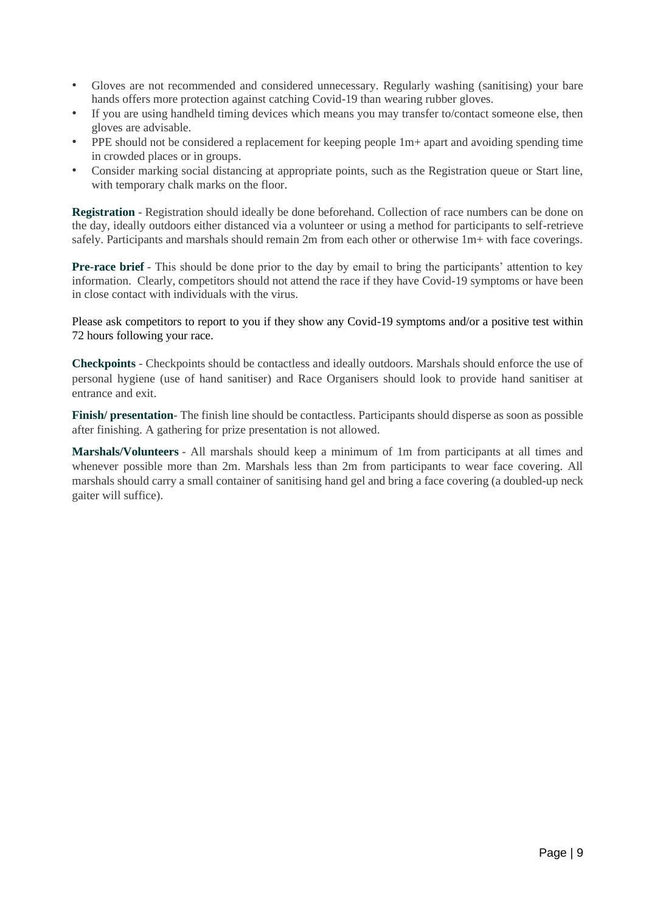- Gloves are not recommended and considered unnecessary. Regularly washing (sanitising) your bare hands offers more protection against catching Covid-19 than wearing rubber gloves.
- If you are using handheld timing devices which means you may transfer to/contact someone else, then gloves are advisable.
- PPE should not be considered a replacement for keeping people 1m+ apart and avoiding spending time in crowded places or in groups.
- Consider marking social distancing at appropriate points, such as the Registration queue or Start line, with temporary chalk marks on the floor.

**Registration** - Registration should ideally be done beforehand. Collection of race numbers can be done on the day, ideally outdoors either distanced via a volunteer or using a method for participants to self-retrieve safely. Participants and marshals should remain 2m from each other or otherwise 1m+ with face coverings.

**Pre-race brief** - This should be done prior to the day by email to bring the participants' attention to key information. Clearly, competitors should not attend the race if they have Covid-19 symptoms or have been in close contact with individuals with the virus.

Please ask competitors to report to you if they show any Covid-19 symptoms and/or a positive test within 72 hours following your race.

**Checkpoints** - Checkpoints should be contactless and ideally outdoors. Marshals should enforce the use of personal hygiene (use of hand sanitiser) and Race Organisers should look to provide hand sanitiser at entrance and exit.

**Finish/ presentation**- The finish line should be contactless. Participants should disperse as soon as possible after finishing. A gathering for prize presentation is not allowed.

**Marshals/Volunteers** - All marshals should keep a minimum of 1m from participants at all times and whenever possible more than 2m. Marshals less than 2m from participants to wear face covering. All marshals should carry a small container of sanitising hand gel and bring a face covering (a doubled-up neck gaiter will suffice).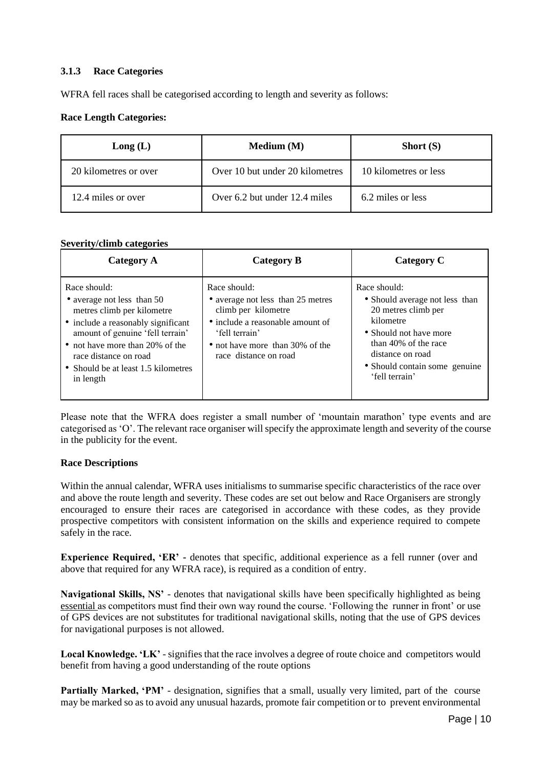### 3.1.3 Race Categories

WFRA fell races shall be categorised according to length and severity as follows:

**Race Length Categories:**

| Long (L) | Medium (M) | Short (S) |
|---|---|---|
| 20 kilometres or over | Over 10 but under 20 kilometres | 10 kilometres or less |
| 12.4 miles or over | Over 6.2 but under 12.4 miles | 6.2 miles or less |

**Severity/climb categories**

| Category A | Category B | Category C |
|---|---|---|
| Race should:<br>• average not less than 50 metres climb per kilometre<br>• include a reasonably significant amount of genuine 'fell terrain'<br>• not have more than 20% of the race distance on road<br>• Should be at least 1.5 kilometres in length | Race should:<br>• average not less than 25 metres climb per kilometre<br>• include a reasonable amount of 'fell terrain'<br>• not have more than 30% of the race distance on road | Race should:<br>• Should average not less than 20 metres climb per kilometre<br>• Should not have more than 40% of the race distance on road<br>• Should contain some genuine 'fell terrain' |

Please note that the WFRA does register a small number of 'mountain marathon' type events and are categorised as 'O'. The relevant race organiser will specify the approximate length and severity of the course in the publicity for the event.

**Race Descriptions**

Within the annual calendar, WFRA uses initialisms to summarise specific characteristics of the race over and above the route length and severity. These codes are set out below and Race Organisers are strongly encouraged to ensure their races are categorised in accordance with these codes, as they provide prospective competitors with consistent information on the skills and experience required to compete safely in the race.

**Experience Required, 'ER'** - denotes that specific, additional experience as a fell runner (over and above that required for any WFRA race), is required as a condition of entry.

**Navigational Skills, NS'** - denotes that navigational skills have been specifically highlighted as being essential as competitors must find their own way round the course. 'Following the runner in front' or use of GPS devices are not substitutes for traditional navigational skills, noting that the use of GPS devices for navigational purposes is not allowed.

**Local Knowledge. 'LK'** - signifies that the race involves a degree of route choice and competitors would benefit from having a good understanding of the route options

**Partially Marked, 'PM'** - designation, signifies that a small, usually very limited, part of the course may be marked so as to avoid any unusual hazards, promote fair competition or to prevent environmental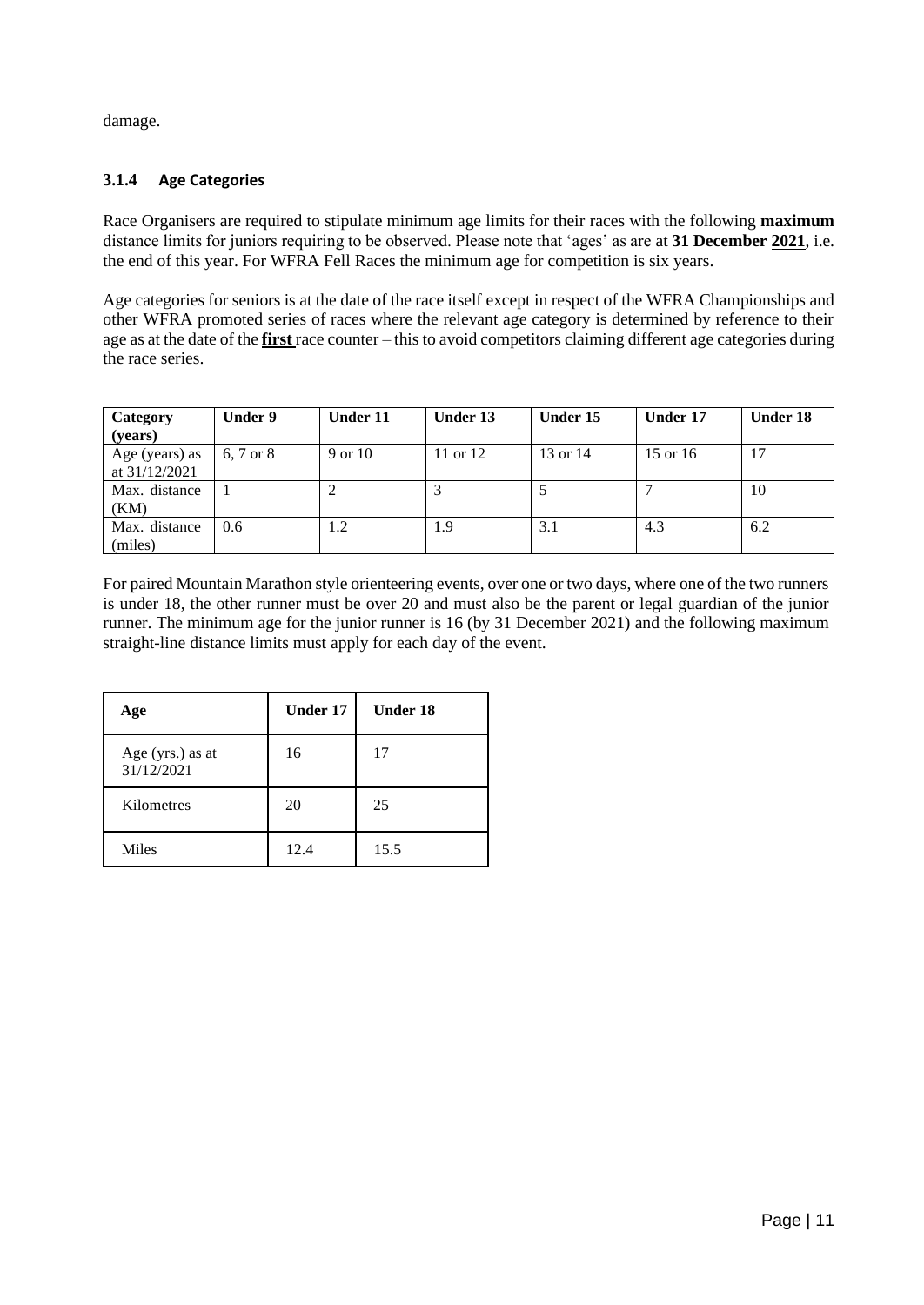damage.

### 3.1.4 Age Categories

Race Organisers are required to stipulate minimum age limits for their races with the following **maximum** distance limits for juniors requiring to be observed. Please note that 'ages' as are at **31 December <u>2021</u>**, i.e. the end of this year. For WFRA Fell Races the minimum age for competition is six years.

Age categories for seniors is at the date of the race itself except in respect of the WFRA Championships and other WFRA promoted series of races where the relevant age category is determined by reference to their age as at the date of the **<u>first</u>** race counter – this to avoid competitors claiming different age categories during the race series.

| Category (years) | Under 9 | Under 11 | Under 13 | Under 15 | Under 17 | Under 18 |
|---|---|---|---|---|---|---|
| Age (years) as at 31/12/2021 | 6, 7 or 8 | 9 or 10 | 11 or 12 | 13 or 14 | 15 or 16 | 17 |
| Max. distance (KM) | 1 | 2 | 3 | 5 | 7 | 10 |
| Max. distance (miles) | 0.6 | 1.2 | 1.9 | 3.1 | 4.3 | 6.2 |

For paired Mountain Marathon style orienteering events, over one or two days, where one of the two runners is under 18, the other runner must be over 20 and must also be the parent or legal guardian of the junior runner. The minimum age for the junior runner is 16 (by 31 December 2021) and the following maximum straight-line distance limits must apply for each day of the event.

| Age | Under 17 | Under 18 |
|---|---|---|
| Age (yrs.) as at 31/12/2021 | 16 | 17 |
| Kilometres | 20 | 25 |
| Miles | 12.4 | 15.5 |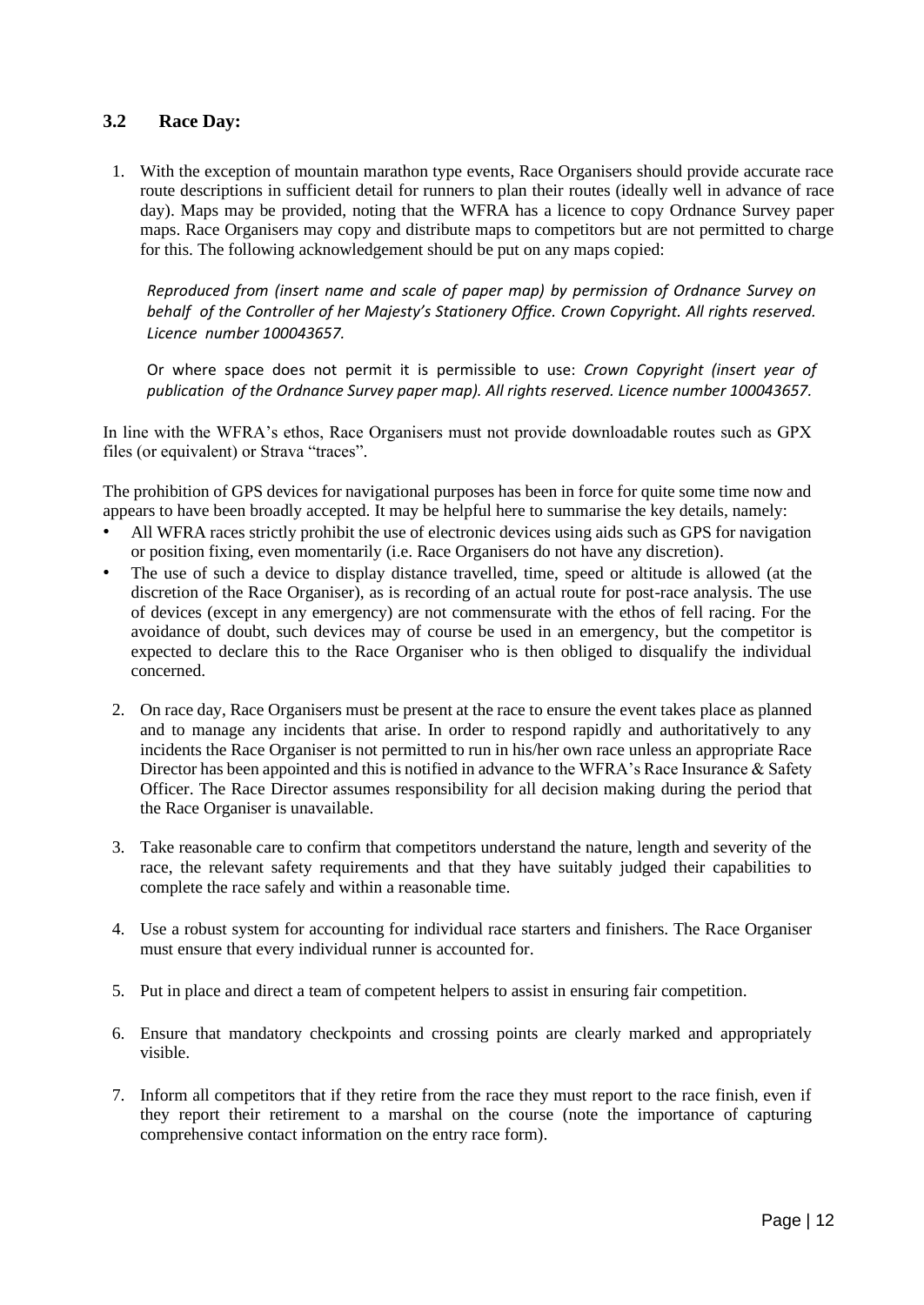## 3.2 Race Day:

1. With the exception of mountain marathon type events, Race Organisers should provide accurate race route descriptions in sufficient detail for runners to plan their routes (ideally well in advance of race day). Maps may be provided, noting that the WFRA has a licence to copy Ordnance Survey paper maps. Race Organisers may copy and distribute maps to competitors but are not permitted to charge for this. The following acknowledgement should be put on any maps copied:

   *Reproduced from (insert name and scale of paper map) by permission of Ordnance Survey on behalf of the Controller of her Majesty's Stationery Office. Crown Copyright. All rights reserved. Licence number 100043657.*

   Or where space does not permit it is permissible to use: *Crown Copyright (insert year of publication of the Ordnance Survey paper map). All rights reserved. Licence number 100043657.*

In line with the WFRA's ethos, Race Organisers must not provide downloadable routes such as GPX files (or equivalent) or Strava "traces".

The prohibition of GPS devices for navigational purposes has been in force for quite some time now and appears to have been broadly accepted. It may be helpful here to summarise the key details, namely:

- All WFRA races strictly prohibit the use of electronic devices using aids such as GPS for navigation or position fixing, even momentarily (i.e. Race Organisers do not have any discretion).
- The use of such a device to display distance travelled, time, speed or altitude is allowed (at the discretion of the Race Organiser), as is recording of an actual route for post-race analysis. The use of devices (except in any emergency) are not commensurate with the ethos of fell racing. For the avoidance of doubt, such devices may of course be used in an emergency, but the competitor is expected to declare this to the Race Organiser who is then obliged to disqualify the individual concerned.

2. On race day, Race Organisers must be present at the race to ensure the event takes place as planned and to manage any incidents that arise. In order to respond rapidly and authoritatively to any incidents the Race Organiser is not permitted to run in his/her own race unless an appropriate Race Director has been appointed and this is notified in advance to the WFRA's Race Insurance & Safety Officer. The Race Director assumes responsibility for all decision making during the period that the Race Organiser is unavailable.

3. Take reasonable care to confirm that competitors understand the nature, length and severity of the race, the relevant safety requirements and that they have suitably judged their capabilities to complete the race safely and within a reasonable time.

4. Use a robust system for accounting for individual race starters and finishers. The Race Organiser must ensure that every individual runner is accounted for.

5. Put in place and direct a team of competent helpers to assist in ensuring fair competition.

6. Ensure that mandatory checkpoints and crossing points are clearly marked and appropriately visible.

7. Inform all competitors that if they retire from the race they must report to the race finish, even if they report their retirement to a marshal on the course (note the importance of capturing comprehensive contact information on the entry race form).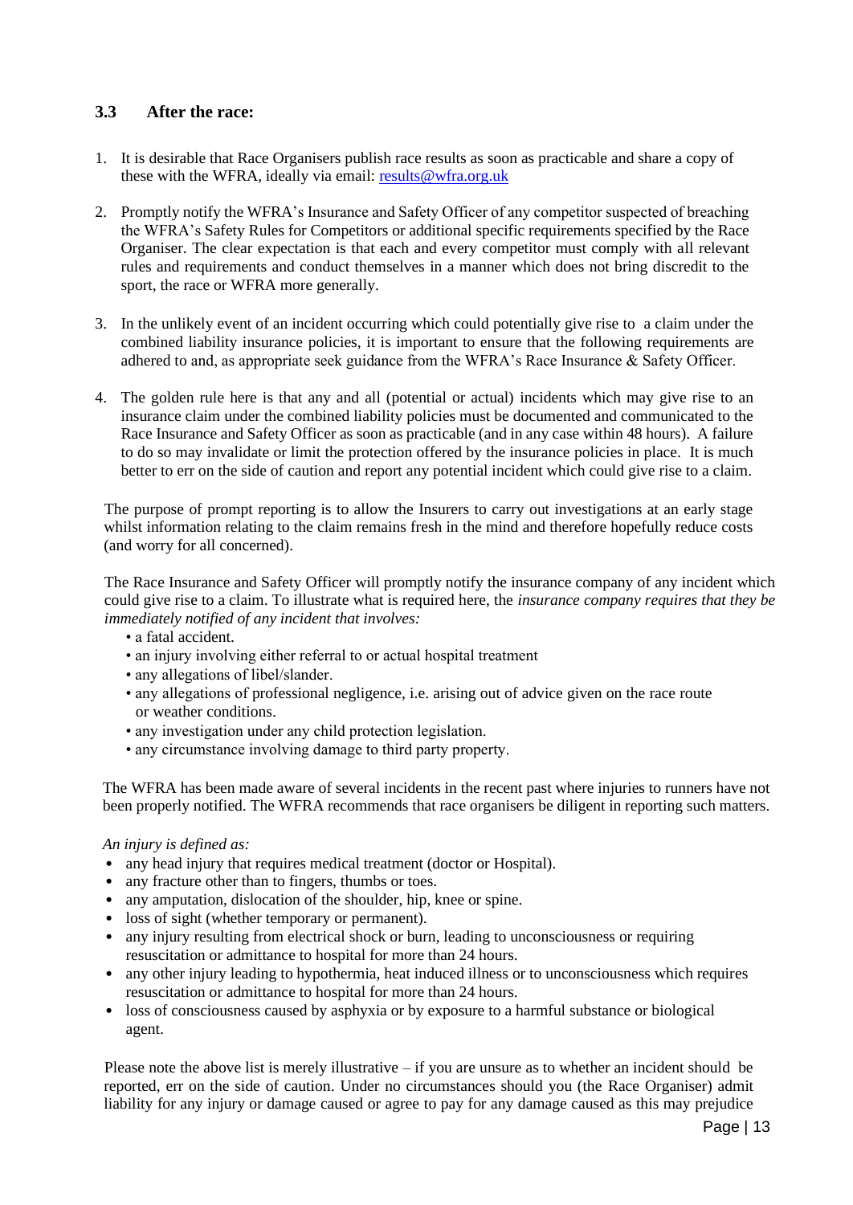### 3.3 After the race:

1. It is desirable that Race Organisers publish race results as soon as practicable and share a copy of these with the WFRA, ideally via email: [results@wfra.org.uk](mailto:results@wfra.org.uk)

2. Promptly notify the WFRA's Insurance and Safety Officer of any competitor suspected of breaching the WFRA's Safety Rules for Competitors or additional specific requirements specified by the Race Organiser. The clear expectation is that each and every competitor must comply with all relevant rules and requirements and conduct themselves in a manner which does not bring discredit to the sport, the race or WFRA more generally.

3. In the unlikely event of an incident occurring which could potentially give rise to a claim under the combined liability insurance policies, it is important to ensure that the following requirements are adhered to and, as appropriate seek guidance from the WFRA's Race Insurance & Safety Officer.

4. The golden rule here is that any and all (potential or actual) incidents which may give rise to an insurance claim under the combined liability policies must be documented and communicated to the Race Insurance and Safety Officer as soon as practicable (and in any case within 48 hours). A failure to do so may invalidate or limit the protection offered by the insurance policies in place. It is much better to err on the side of caution and report any potential incident which could give rise to a claim.

The purpose of prompt reporting is to allow the Insurers to carry out investigations at an early stage whilst information relating to the claim remains fresh in the mind and therefore hopefully reduce costs (and worry for all concerned).

The Race Insurance and Safety Officer will promptly notify the insurance company of any incident which could give rise to a claim. To illustrate what is required here, the *insurance company requires that they be immediately notified of any incident that involves:*

- a fatal accident.
- an injury involving either referral to or actual hospital treatment
- any allegations of libel/slander.
- any allegations of professional negligence, i.e. arising out of advice given on the race route or weather conditions.
- any investigation under any child protection legislation.
- any circumstance involving damage to third party property.

The WFRA has been made aware of several incidents in the recent past where injuries to runners have not been properly notified. The WFRA recommends that race organisers be diligent in reporting such matters.

*An injury is defined as:*

- any head injury that requires medical treatment (doctor or Hospital).
- any fracture other than to fingers, thumbs or toes.
- any amputation, dislocation of the shoulder, hip, knee or spine.
- loss of sight (whether temporary or permanent).
- any injury resulting from electrical shock or burn, leading to unconsciousness or requiring resuscitation or admittance to hospital for more than 24 hours.
- any other injury leading to hypothermia, heat induced illness or to unconsciousness which requires resuscitation or admittance to hospital for more than 24 hours.
- loss of consciousness caused by asphyxia or by exposure to a harmful substance or biological agent.

Please note the above list is merely illustrative – if you are unsure as to whether an incident should be reported, err on the side of caution. Under no circumstances should you (the Race Organiser) admit liability for any injury or damage caused or agree to pay for any damage caused as this may prejudice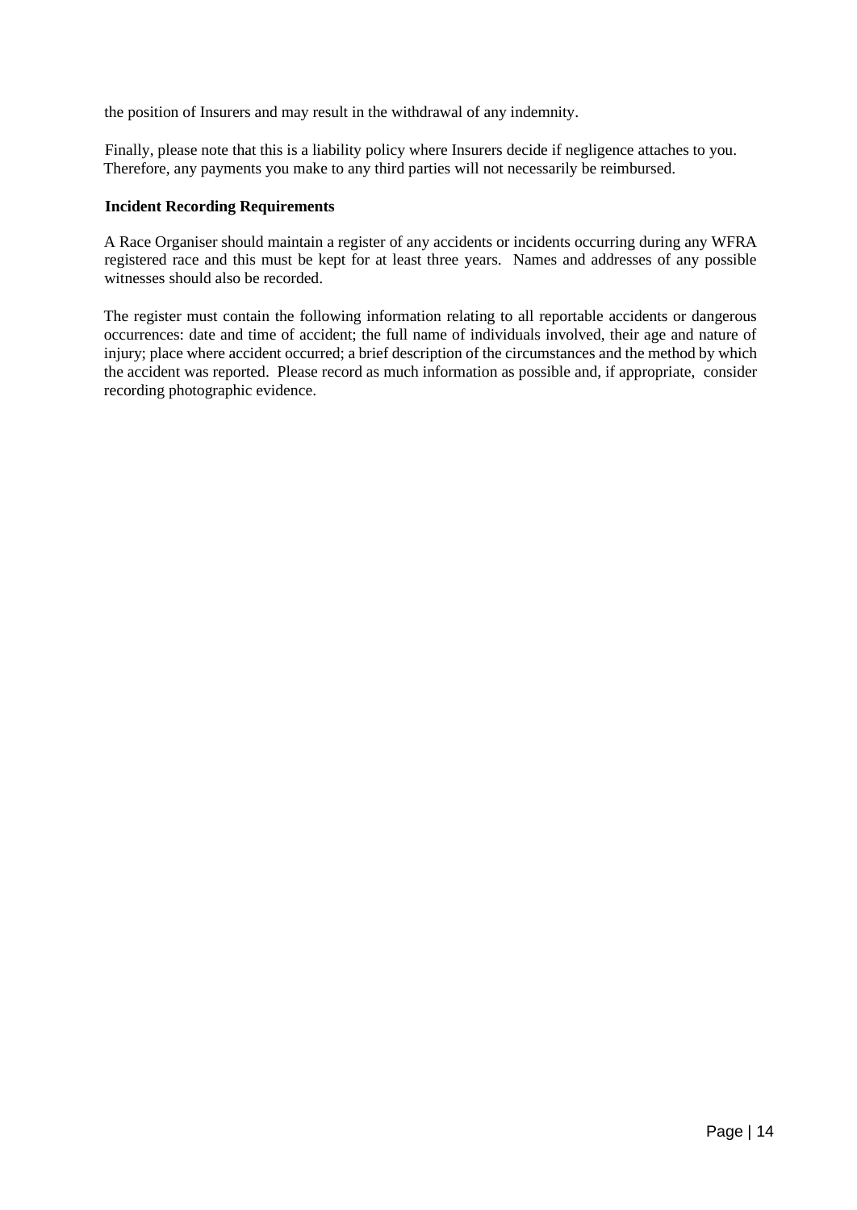the position of Insurers and may result in the withdrawal of any indemnity.

Finally, please note that this is a liability policy where Insurers decide if negligence attaches to you. Therefore, any payments you make to any third parties will not necessarily be reimbursed.

**Incident Recording Requirements**

A Race Organiser should maintain a register of any accidents or incidents occurring during any WFRA registered race and this must be kept for at least three years. Names and addresses of any possible witnesses should also be recorded.

The register must contain the following information relating to all reportable accidents or dangerous occurrences: date and time of accident; the full name of individuals involved, their age and nature of injury; place where accident occurred; a brief description of the circumstances and the method by which the accident was reported. Please record as much information as possible and, if appropriate, consider recording photographic evidence.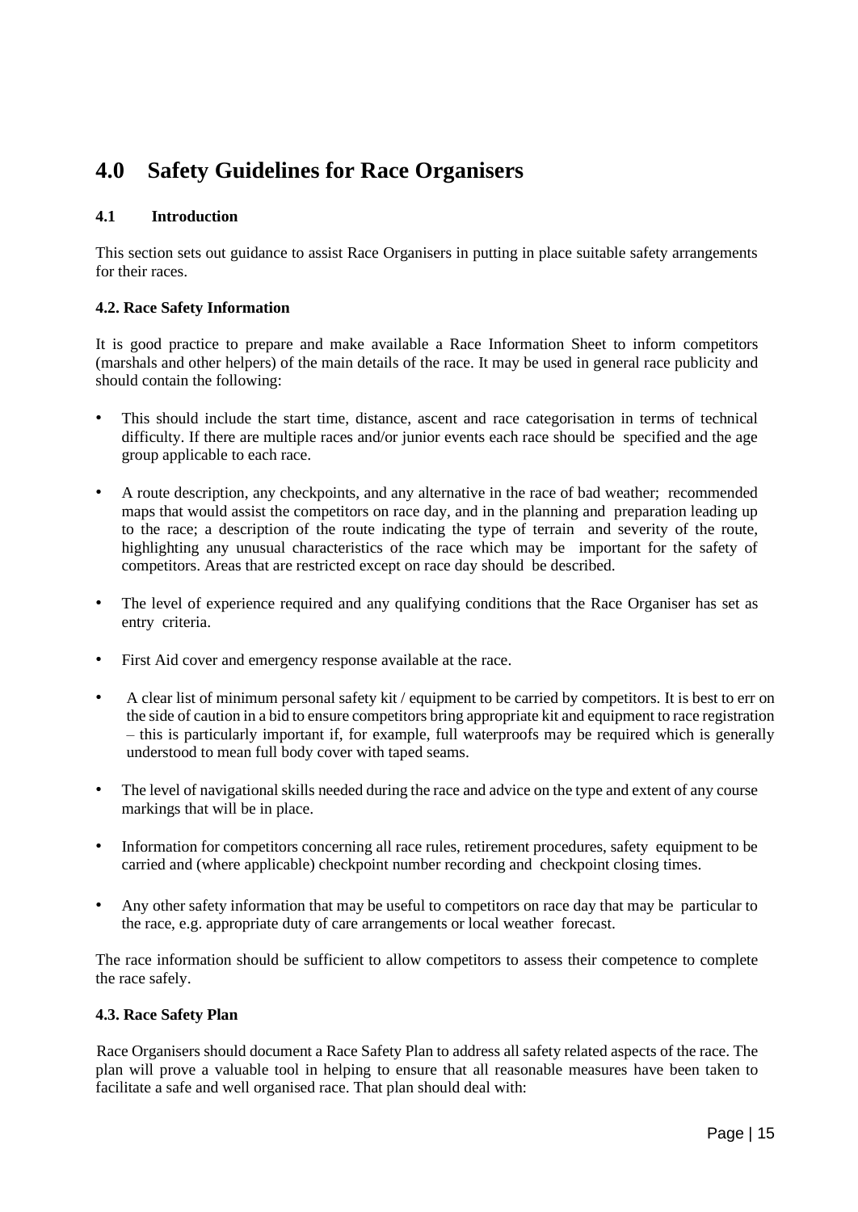# 4.0 Safety Guidelines for Race Organisers

### 4.1 Introduction

This section sets out guidance to assist Race Organisers in putting in place suitable safety arrangements for their races.

### 4.2. Race Safety Information

It is good practice to prepare and make available a Race Information Sheet to inform competitors (marshals and other helpers) of the main details of the race. It may be used in general race publicity and should contain the following:

- This should include the start time, distance, ascent and race categorisation in terms of technical difficulty. If there are multiple races and/or junior events each race should be specified and the age group applicable to each race.
- A route description, any checkpoints, and any alternative in the race of bad weather; recommended maps that would assist the competitors on race day, and in the planning and preparation leading up to the race; a description of the route indicating the type of terrain and severity of the route, highlighting any unusual characteristics of the race which may be important for the safety of competitors. Areas that are restricted except on race day should be described.
- The level of experience required and any qualifying conditions that the Race Organiser has set as entry criteria.
- First Aid cover and emergency response available at the race.
- A clear list of minimum personal safety kit / equipment to be carried by competitors. It is best to err on the side of caution in a bid to ensure competitors bring appropriate kit and equipment to race registration – this is particularly important if, for example, full waterproofs may be required which is generally understood to mean full body cover with taped seams.
- The level of navigational skills needed during the race and advice on the type and extent of any course markings that will be in place.
- Information for competitors concerning all race rules, retirement procedures, safety equipment to be carried and (where applicable) checkpoint number recording and checkpoint closing times.
- Any other safety information that may be useful to competitors on race day that may be particular to the race, e.g. appropriate duty of care arrangements or local weather forecast.

The race information should be sufficient to allow competitors to assess their competence to complete the race safely.

### 4.3. Race Safety Plan

Race Organisers should document a Race Safety Plan to address all safety related aspects of the race. The plan will prove a valuable tool in helping to ensure that all reasonable measures have been taken to facilitate a safe and well organised race. That plan should deal with: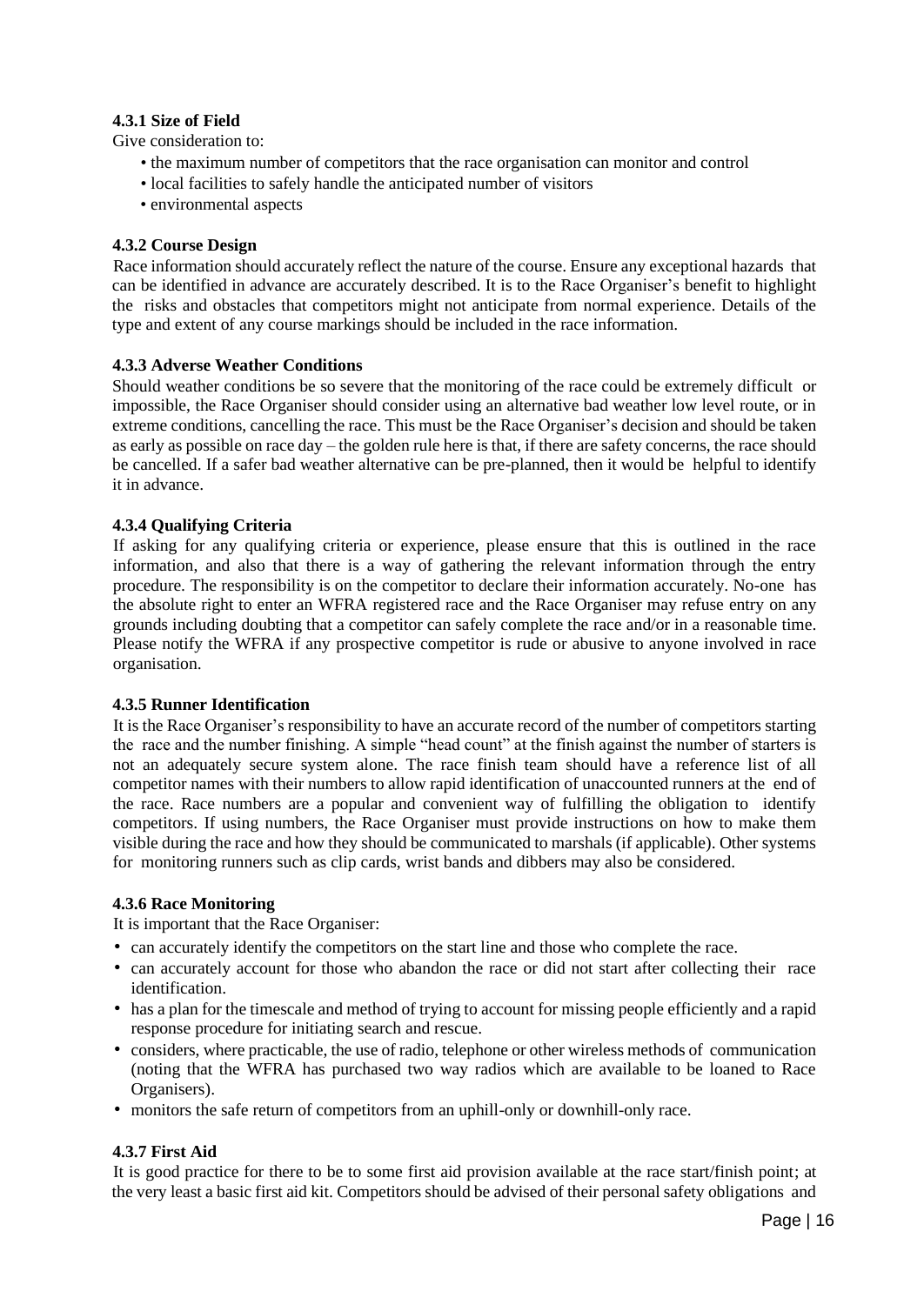#### 4.3.1 Size of Field

Give consideration to:

- the maximum number of competitors that the race organisation can monitor and control
- local facilities to safely handle the anticipated number of visitors
- environmental aspects

#### 4.3.2 Course Design

Race information should accurately reflect the nature of the course. Ensure any exceptional hazards that can be identified in advance are accurately described. It is to the Race Organiser's benefit to highlight the risks and obstacles that competitors might not anticipate from normal experience. Details of the type and extent of any course markings should be included in the race information.

#### 4.3.3 Adverse Weather Conditions

Should weather conditions be so severe that the monitoring of the race could be extremely difficult or impossible, the Race Organiser should consider using an alternative bad weather low level route, or in extreme conditions, cancelling the race. This must be the Race Organiser's decision and should be taken as early as possible on race day – the golden rule here is that, if there are safety concerns, the race should be cancelled. If a safer bad weather alternative can be pre-planned, then it would be helpful to identify it in advance.

#### 4.3.4 Qualifying Criteria

If asking for any qualifying criteria or experience, please ensure that this is outlined in the race information, and also that there is a way of gathering the relevant information through the entry procedure. The responsibility is on the competitor to declare their information accurately. No-one has the absolute right to enter an WFRA registered race and the Race Organiser may refuse entry on any grounds including doubting that a competitor can safely complete the race and/or in a reasonable time. Please notify the WFRA if any prospective competitor is rude or abusive to anyone involved in race organisation.

#### 4.3.5 Runner Identification

It is the Race Organiser's responsibility to have an accurate record of the number of competitors starting the race and the number finishing. A simple "head count" at the finish against the number of starters is not an adequately secure system alone. The race finish team should have a reference list of all competitor names with their numbers to allow rapid identification of unaccounted runners at the end of the race. Race numbers are a popular and convenient way of fulfilling the obligation to identify competitors. If using numbers, the Race Organiser must provide instructions on how to make them visible during the race and how they should be communicated to marshals (if applicable). Other systems for monitoring runners such as clip cards, wrist bands and dibbers may also be considered.

#### 4.3.6 Race Monitoring

It is important that the Race Organiser:

- can accurately identify the competitors on the start line and those who complete the race.
- can accurately account for those who abandon the race or did not start after collecting their race identification.
- has a plan for the timescale and method of trying to account for missing people efficiently and a rapid response procedure for initiating search and rescue.
- considers, where practicable, the use of radio, telephone or other wireless methods of communication (noting that the WFRA has purchased two way radios which are available to be loaned to Race Organisers).
- monitors the safe return of competitors from an uphill-only or downhill-only race.

#### 4.3.7 First Aid

It is good practice for there to be to some first aid provision available at the race start/finish point; at the very least a basic first aid kit. Competitors should be advised of their personal safety obligations and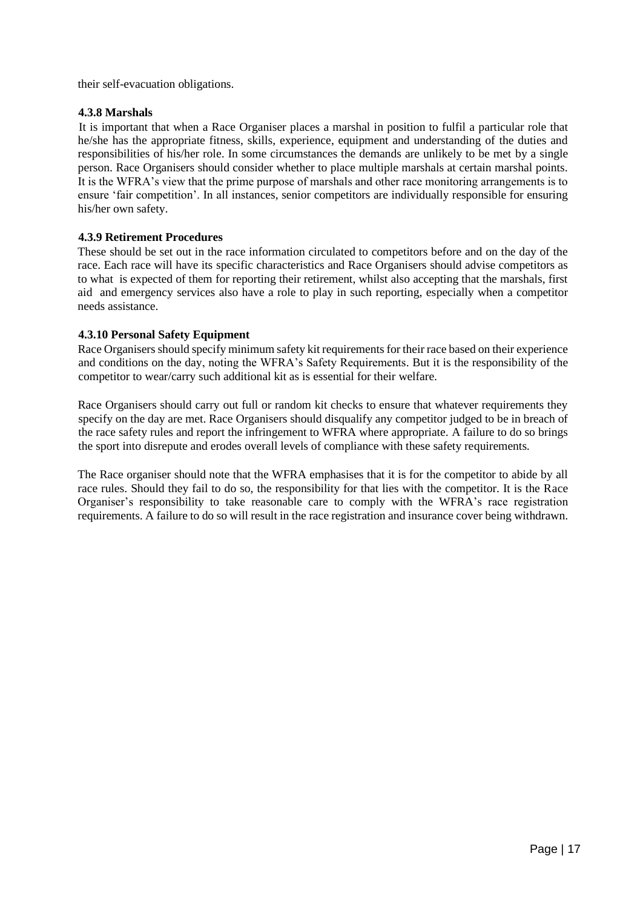their self-evacuation obligations.

#### 4.3.8 Marshals

It is important that when a Race Organiser places a marshal in position to fulfil a particular role that he/she has the appropriate fitness, skills, experience, equipment and understanding of the duties and responsibilities of his/her role. In some circumstances the demands are unlikely to be met by a single person. Race Organisers should consider whether to place multiple marshals at certain marshal points. It is the WFRA's view that the prime purpose of marshals and other race monitoring arrangements is to ensure 'fair competition'. In all instances, senior competitors are individually responsible for ensuring his/her own safety.

#### 4.3.9 Retirement Procedures

These should be set out in the race information circulated to competitors before and on the day of the race. Each race will have its specific characteristics and Race Organisers should advise competitors as to what is expected of them for reporting their retirement, whilst also accepting that the marshals, first aid and emergency services also have a role to play in such reporting, especially when a competitor needs assistance.

#### 4.3.10 Personal Safety Equipment

Race Organisers should specify minimum safety kit requirements for their race based on their experience and conditions on the day, noting the WFRA's Safety Requirements. But it is the responsibility of the competitor to wear/carry such additional kit as is essential for their welfare.

Race Organisers should carry out full or random kit checks to ensure that whatever requirements they specify on the day are met. Race Organisers should disqualify any competitor judged to be in breach of the race safety rules and report the infringement to WFRA where appropriate. A failure to do so brings the sport into disrepute and erodes overall levels of compliance with these safety requirements.

The Race organiser should note that the WFRA emphasises that it is for the competitor to abide by all race rules. Should they fail to do so, the responsibility for that lies with the competitor. It is the Race Organiser's responsibility to take reasonable care to comply with the WFRA's race registration requirements. A failure to do so will result in the race registration and insurance cover being withdrawn.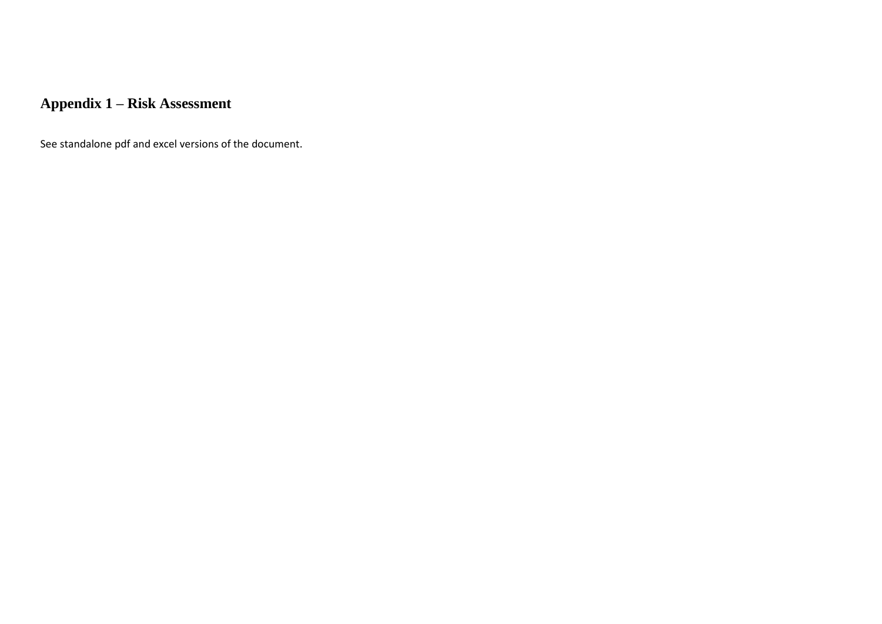## Appendix 1 – Risk Assessment

See standalone pdf and excel versions of the document.